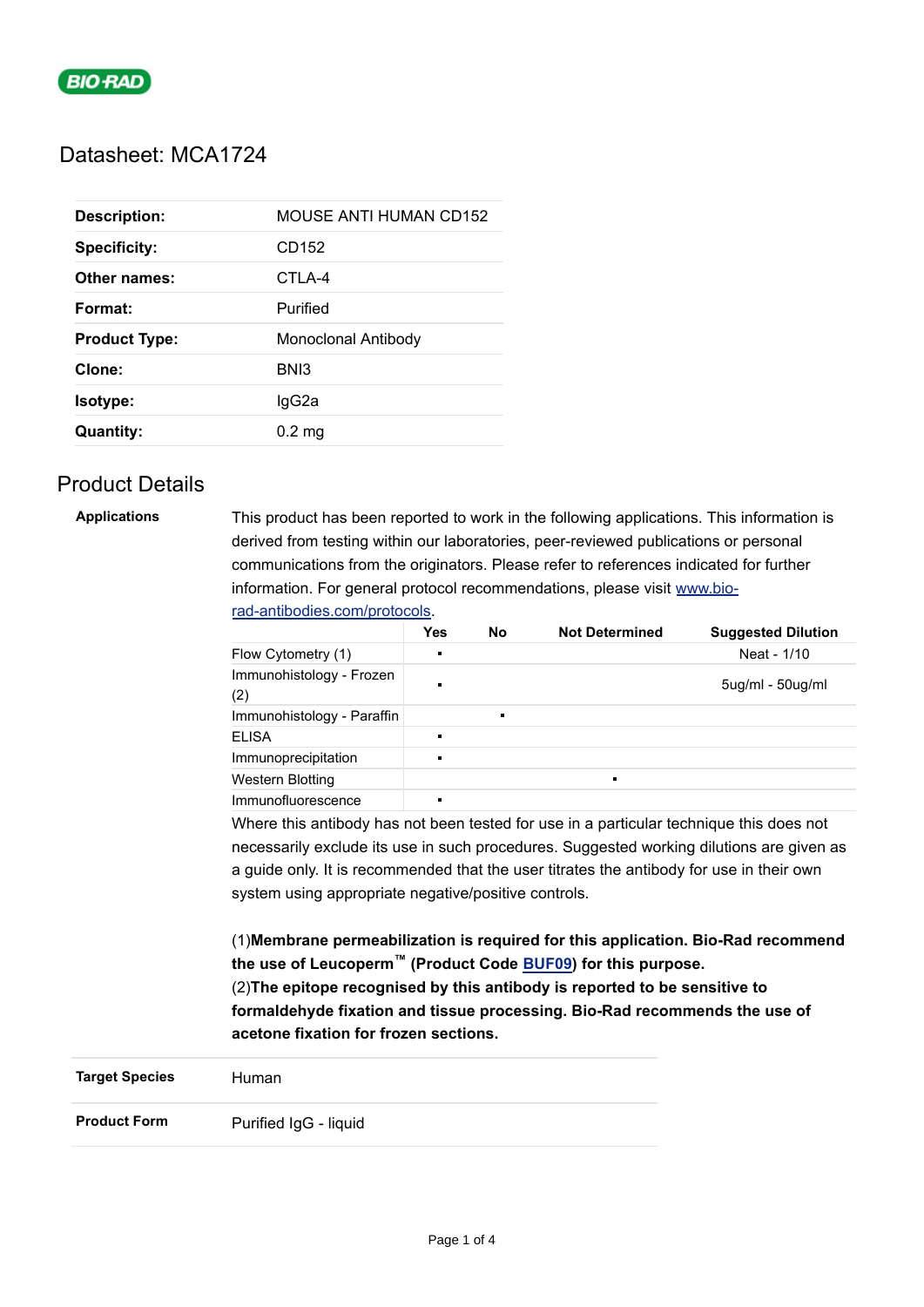BIO-RAD

# Datasheet: MCA1724

| | |
|---|---|
| **Description:** | MOUSE ANTI HUMAN CD152 |
| **Specificity:** | CD152 |
| **Other names:** | CTLA-4 |
| **Format:** | Purified |
| **Product Type:** | Monoclonal Antibody |
| **Clone:** | BNI3 |
| **Isotype:** | IgG2a |
| **Quantity:** | 0.2 mg |

## Product Details

**Applications**

This product has been reported to work in the following applications. This information is derived from testing within our laboratories, peer-reviewed publications or personal communications from the originators. Please refer to references indicated for further information. For general protocol recommendations, please visit [www.bio-rad-antibodies.com/protocols](www.bio-rad-antibodies.com/protocols).

| | Yes | No | Not Determined | Suggested Dilution |
|---|---|---|---|---|
| Flow Cytometry (1) | ▪ | | | Neat - 1/10 |
| Immunohistology - Frozen (2) | ▪ | | | 5ug/ml - 50ug/ml |
| Immunohistology - Paraffin | | ▪ | | |
| ELISA | ▪ | | | |
| Immunoprecipitation | ▪ | | | |
| Western Blotting | | | ▪ | |
| Immunofluorescence | ▪ | | | |

Where this antibody has not been tested for use in a particular technique this does not necessarily exclude its use in such procedures. Suggested working dilutions are given as a guide only. It is recommended that the user titrates the antibody for use in their own system using appropriate negative/positive controls.

(1)**Membrane permeabilization is required for this application. Bio-Rad recommend the use of Leucoperm™ (Product Code BUF09) for this purpose.**
(2)**The epitope recognised by this antibody is reported to be sensitive to formaldehyde fixation and tissue processing. Bio-Rad recommends the use of acetone fixation for frozen sections.**

| | |
|---|---|
| **Target Species** | Human |
| **Product Form** | Purified IgG - liquid |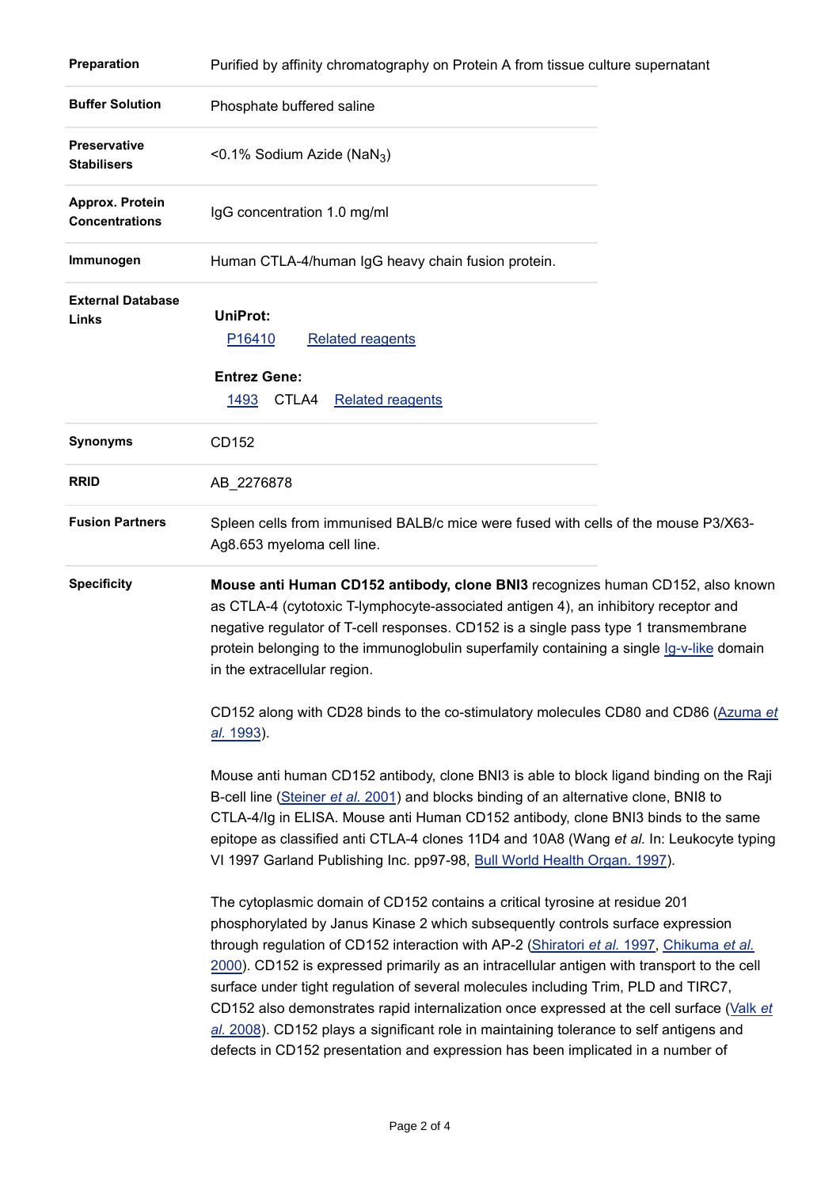| | |
|---|---|
| **Preparation** | Purified by affinity chromatography on Protein A from tissue culture supernatant |
| **Buffer Solution** | Phosphate buffered saline |
| **Preservative Stabilisers** | <0.1% Sodium Azide ($NaN_3$) |
| **Approx. Protein Concentrations** | IgG concentration 1.0 mg/ml |
| **Immunogen** | Human CTLA-4/human IgG heavy chain fusion protein. |
| **External Database Links** | **UniProt:** P16410 Related reagents **Entrez Gene:** 1493 CTLA4 Related reagents |
| **Synonyms** | CD152 |
| **RRID** | AB_2276878 |
| **Fusion Partners** | Spleen cells from immunised BALB/c mice were fused with cells of the mouse P3/X63-Ag8.653 myeloma cell line. |

**Specificity**

**Mouse anti Human CD152 antibody, clone BNI3** recognizes human CD152, also known as CTLA-4 (cytotoxic T-lymphocyte-associated antigen 4), an inhibitory receptor and negative regulator of T-cell responses. CD152 is a single pass type 1 transmembrane protein belonging to the immunoglobulin superfamily containing a single Ig-v-like domain in the extracellular region.

CD152 along with CD28 binds to the co-stimulatory molecules CD80 and CD86 (Azuma *et al.* 1993).

Mouse anti human CD152 antibody, clone BNI3 is able to block ligand binding on the Raji B-cell line (Steiner *et al.* 2001) and blocks binding of an alternative clone, BNI8 to CTLA-4/Ig in ELISA. Mouse anti Human CD152 antibody, clone BNI3 binds to the same epitope as classified anti CTLA-4 clones 11D4 and 10A8 (Wang *et al.* In: Leukocyte typing VI 1997 Garland Publishing Inc. pp97-98, Bull World Health Organ. 1997).

The cytoplasmic domain of CD152 contains a critical tyrosine at residue 201 phosphorylated by Janus Kinase 2 which subsequently controls surface expression through regulation of CD152 interaction with AP-2 (Shiratori *et al.* 1997, Chikuma *et al.* 2000). CD152 is expressed primarily as an intracellular antigen with transport to the cell surface under tight regulation of several molecules including Trim, PLD and TIRC7, CD152 also demonstrates rapid internalization once expressed at the cell surface (Valk *et al.* 2008). CD152 plays a significant role in maintaining tolerance to self antigens and defects in CD152 presentation and expression has been implicated in a number of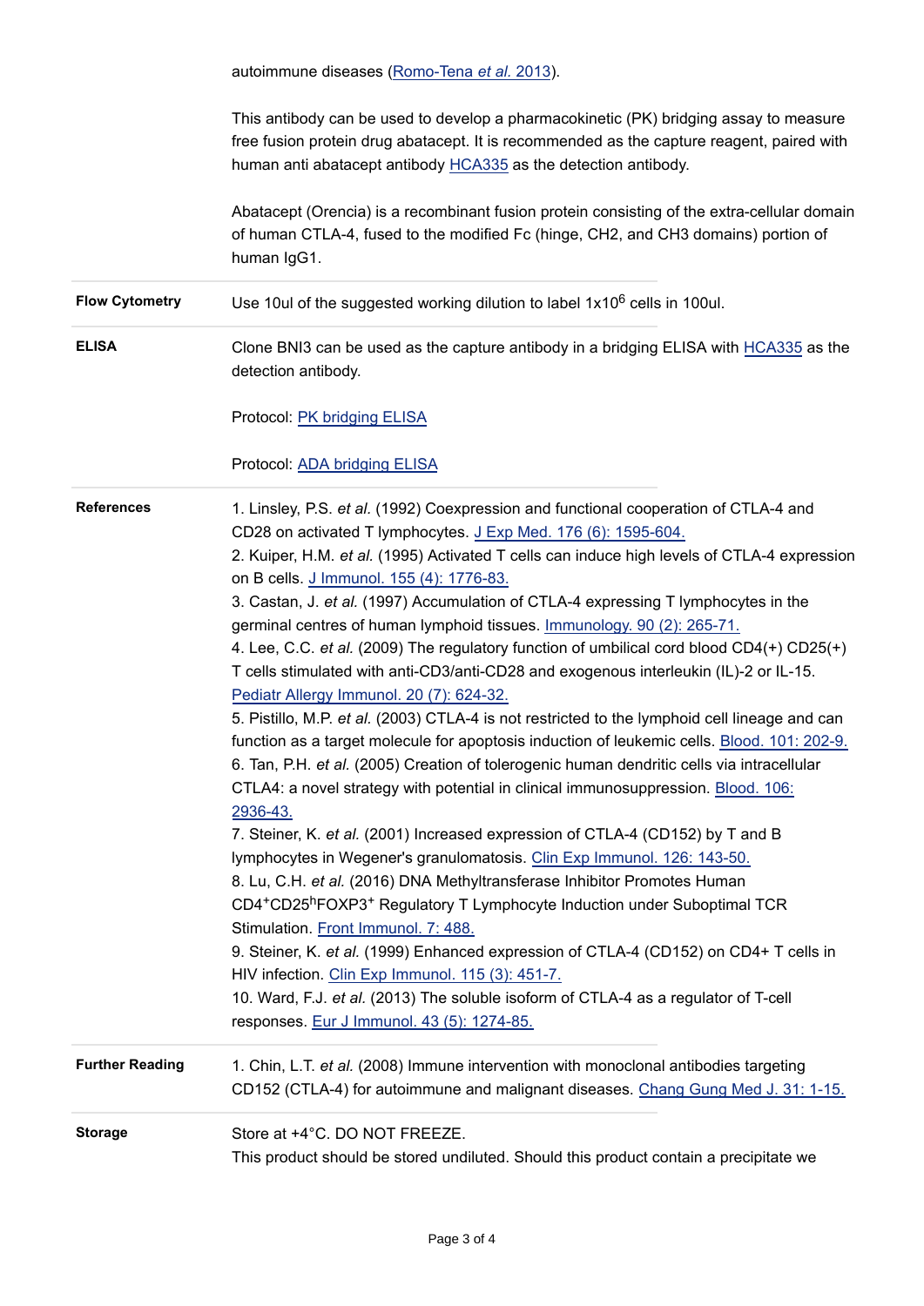autoimmune diseases (Romo-Tena *et al.* 2013).

This antibody can be used to develop a pharmacokinetic (PK) bridging assay to measure free fusion protein drug abatacept. It is recommended as the capture reagent, paired with human anti abatacept antibody HCA335 as the detection antibody.

Abatacept (Orencia) is a recombinant fusion protein consisting of the extra-cellular domain of human CTLA-4, fused to the modified Fc (hinge, CH2, and CH3 domains) portion of human IgG1.

**Flow Cytometry**

Use 10ul of the suggested working dilution to label $1 \times 10^6$ cells in 100ul.

**ELISA**

Clone BNI3 can be used as the capture antibody in a bridging ELISA with HCA335 as the detection antibody.

Protocol: PK bridging ELISA

Protocol: ADA bridging ELISA

**References**

1. Linsley, P.S. *et al.* (1992) Coexpression and functional cooperation of CTLA-4 and CD28 on activated T lymphocytes. J Exp Med. 176 (6): 1595-604.
2. Kuiper, H.M. *et al.* (1995) Activated T cells can induce high levels of CTLA-4 expression on B cells. J Immunol. 155 (4): 1776-83.
3. Castan, J. *et al.* (1997) Accumulation of CTLA-4 expressing T lymphocytes in the germinal centres of human lymphoid tissues. Immunology. 90 (2): 265-71.
4. Lee, C.C. *et al.* (2009) The regulatory function of umbilical cord blood CD4(+) CD25(+) T cells stimulated with anti-CD3/anti-CD28 and exogenous interleukin (IL)-2 or IL-15. Pediatr Allergy Immunol. 20 (7): 624-32.
5. Pistillo, M.P. *et al.* (2003) CTLA-4 is not restricted to the lymphoid cell lineage and can function as a target molecule for apoptosis induction of leukemic cells. Blood. 101: 202-9.
6. Tan, P.H. *et al.* (2005) Creation of tolerogenic human dendritic cells via intracellular CTLA4: a novel strategy with potential in clinical immunosuppression. Blood. 106: 2936-43.
7. Steiner, K. *et al.* (2001) Increased expression of CTLA-4 (CD152) by T and B lymphocytes in Wegener's granulomatosis. Clin Exp Immunol. 126: 143-50.
8. Lu, C.H. *et al.* (2016) DNA Methyltransferase Inhibitor Promotes Human $CD4^{+}CD25^{h}FOXP3^{+}$ Regulatory T Lymphocyte Induction under Suboptimal TCR Stimulation. Front Immunol. 7: 488.
9. Steiner, K. *et al.* (1999) Enhanced expression of CTLA-4 (CD152) on CD4+ T cells in HIV infection. Clin Exp Immunol. 115 (3): 451-7.
10. Ward, F.J. *et al.* (2013) The soluble isoform of CTLA-4 as a regulator of T-cell responses. Eur J Immunol. 43 (5): 1274-85.

**Further Reading**

1. Chin, L.T. *et al.* (2008) Immune intervention with monoclonal antibodies targeting CD152 (CTLA-4) for autoimmune and malignant diseases. Chang Gung Med J. 31: 1-15.

**Storage**

Store at +4°C. DO NOT FREEZE.
This product should be stored undiluted. Should this product contain a precipitate we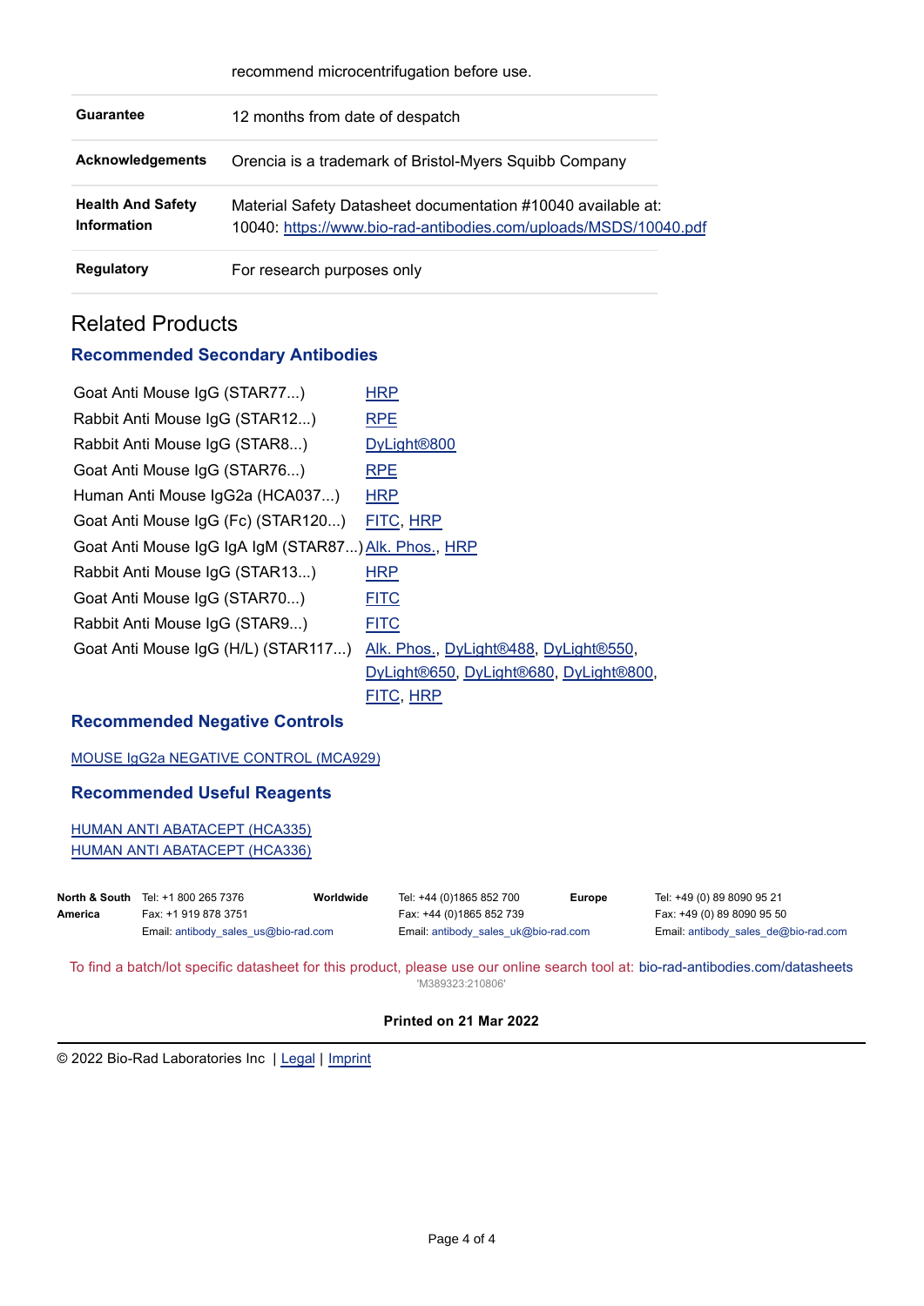| | |
|---|---|
| | recommend microcentrifugation before use. |
| **Guarantee** | 12 months from date of despatch |
| **Acknowledgements** | Orencia is a trademark of Bristol-Myers Squibb Company |
| **Health And Safety Information** | Material Safety Datasheet documentation #10040 available at: 10040: https://www.bio-rad-antibodies.com/uploads/MSDS/10040.pdf |
| **Regulatory** | For research purposes only |

## Related Products

### Recommended Secondary Antibodies

| | |
|---|---|
| Goat Anti Mouse IgG (STAR77...) | HRP |
| Rabbit Anti Mouse IgG (STAR12...) | RPE |
| Rabbit Anti Mouse IgG (STAR8...) | DyLight®800 |
| Goat Anti Mouse IgG (STAR76...) | RPE |
| Human Anti Mouse IgG2a (HCA037...) | HRP |
| Goat Anti Mouse IgG (Fc) (STAR120...) | FITC, HRP |
| Goat Anti Mouse IgG IgA IgM (STAR87...) | Alk. Phos., HRP |
| Rabbit Anti Mouse IgG (STAR13...) | HRP |
| Goat Anti Mouse IgG (STAR70...) | FITC |
| Rabbit Anti Mouse IgG (STAR9...) | FITC |
| Goat Anti Mouse IgG (H/L) (STAR117...) | Alk. Phos., DyLight®488, DyLight®550, DyLight®650, DyLight®680, DyLight®800, FITC, HRP |

### Recommended Negative Controls

MOUSE IgG2a NEGATIVE CONTROL (MCA929)

### Recommended Useful Reagents

HUMAN ANTI ABATACEPT (HCA335)
HUMAN ANTI ABATACEPT (HCA336)

| | | | | | |
|---|---|---|---|---|---|
| **North & South America** | Tel: +1 800 265 7376<br>Fax: +1 919 878 3751<br>Email: antibody_sales_us@bio-rad.com | **Worldwide** | Tel: +44 (0)1865 852 700<br>Fax: +44 (0)1865 852 739<br>Email: antibody_sales_uk@bio-rad.com | **Europe** | Tel: +49 (0) 89 8090 95 21<br>Fax: +49 (0) 89 8090 95 50<br>Email: antibody_sales_de@bio-rad.com |

To find a batch/lot specific datasheet for this product, please use our online search tool at: bio-rad-antibodies.com/datasheets

'M389323:210806'

**Printed on 21 Mar 2022**

© 2022 Bio-Rad Laboratories Inc | Legal | Imprint